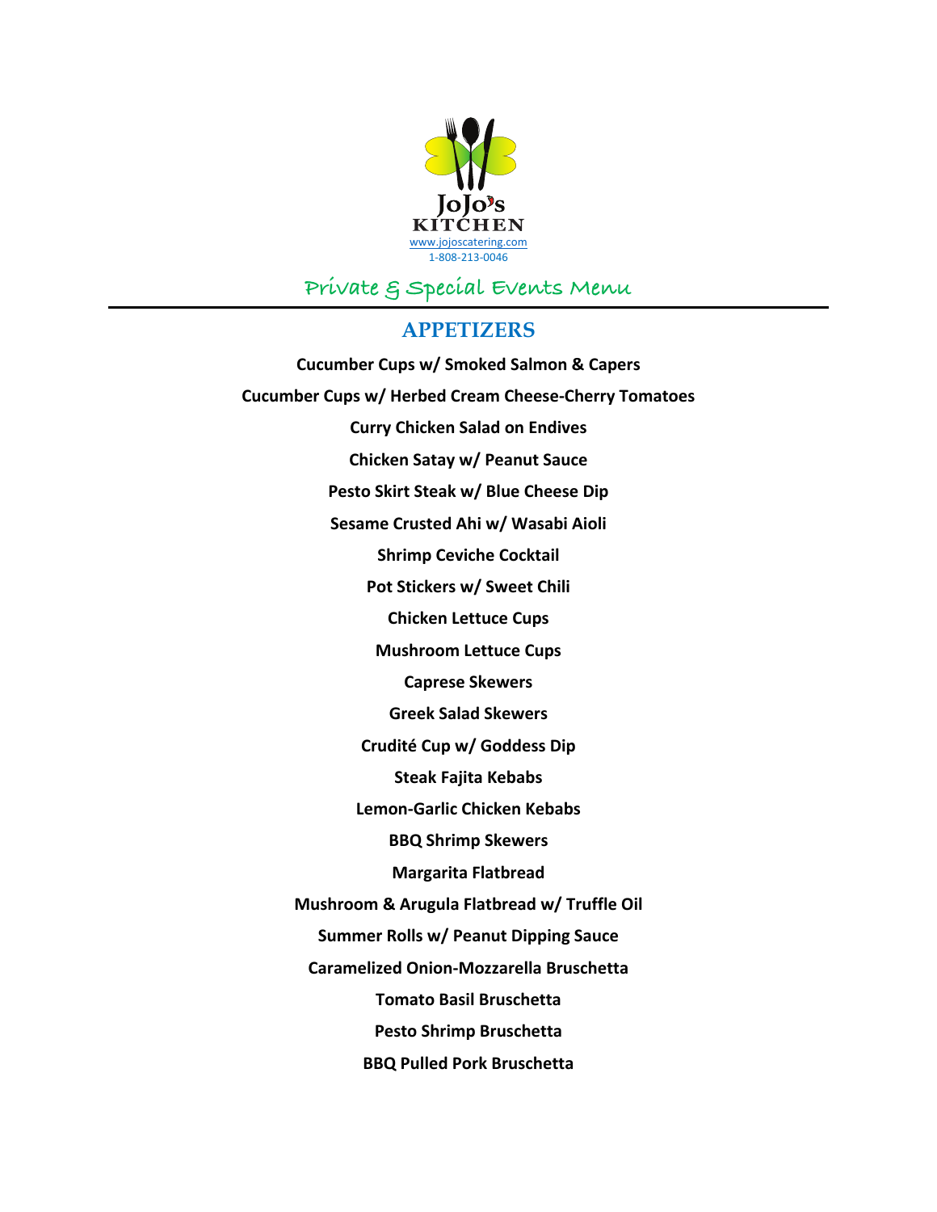JoJo's KITCHEN

www.jojoscatering.com

1-808-213-0046

# Private & Special Events Menu

## APPETIZERS

**Cucumber Cups w/ Smoked Salmon & Capers**

**Cucumber Cups w/ Herbed Cream Cheese-Cherry Tomatoes**

**Curry Chicken Salad on Endives**

**Chicken Satay w/ Peanut Sauce**

**Pesto Skirt Steak w/ Blue Cheese Dip**

**Sesame Crusted Ahi w/ Wasabi Aioli**

**Shrimp Ceviche Cocktail**

**Pot Stickers w/ Sweet Chili**

**Chicken Lettuce Cups**

**Mushroom Lettuce Cups**

**Caprese Skewers**

**Greek Salad Skewers**

**Crudité Cup w/ Goddess Dip**

**Steak Fajita Kebabs**

**Lemon-Garlic Chicken Kebabs**

**BBQ Shrimp Skewers**

**Margarita Flatbread**

**Mushroom & Arugula Flatbread w/ Truffle Oil**

**Summer Rolls w/ Peanut Dipping Sauce**

**Caramelized Onion-Mozzarella Bruschetta**

**Tomato Basil Bruschetta**

**Pesto Shrimp Bruschetta**

**BBQ Pulled Pork Bruschetta**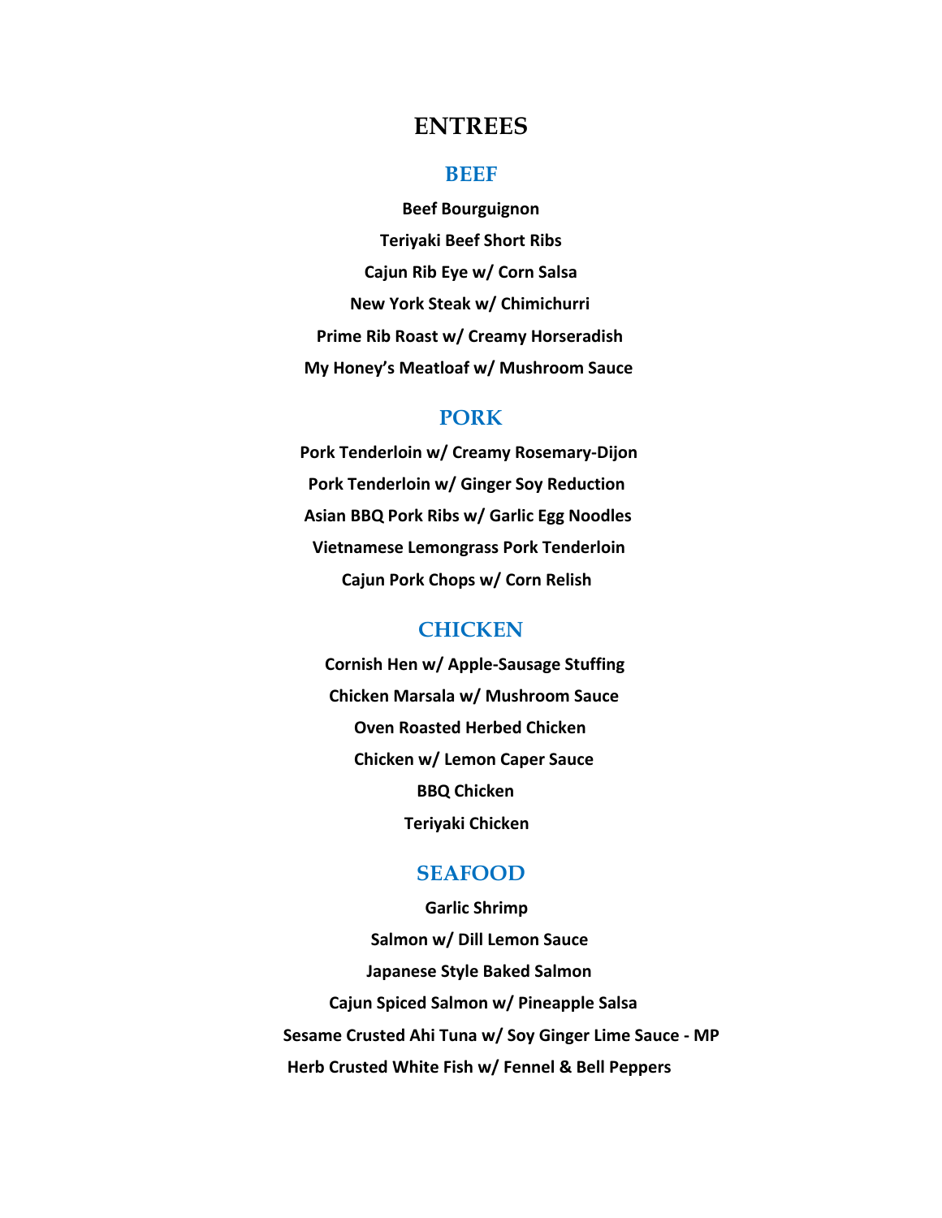# ENTREES

## BEEF

**Beef Bourguignon**

**Teriyaki Beef Short Ribs**

**Cajun Rib Eye w/ Corn Salsa**

**New York Steak w/ Chimichurri**

**Prime Rib Roast w/ Creamy Horseradish**

**My Honey's Meatloaf w/ Mushroom Sauce**

## PORK

**Pork Tenderloin w/ Creamy Rosemary-Dijon**

**Pork Tenderloin w/ Ginger Soy Reduction**

**Asian BBQ Pork Ribs w/ Garlic Egg Noodles**

**Vietnamese Lemongrass Pork Tenderloin**

**Cajun Pork Chops w/ Corn Relish**

## CHICKEN

**Cornish Hen w/ Apple-Sausage Stuffing**

**Chicken Marsala w/ Mushroom Sauce**

**Oven Roasted Herbed Chicken**

**Chicken w/ Lemon Caper Sauce**

**BBQ Chicken**

**Teriyaki Chicken**

## SEAFOOD

**Garlic Shrimp**

**Salmon w/ Dill Lemon Sauce**

**Japanese Style Baked Salmon**

**Cajun Spiced Salmon w/ Pineapple Salsa**

**Sesame Crusted Ahi Tuna w/ Soy Ginger Lime Sauce - MP**

**Herb Crusted White Fish w/ Fennel & Bell Peppers**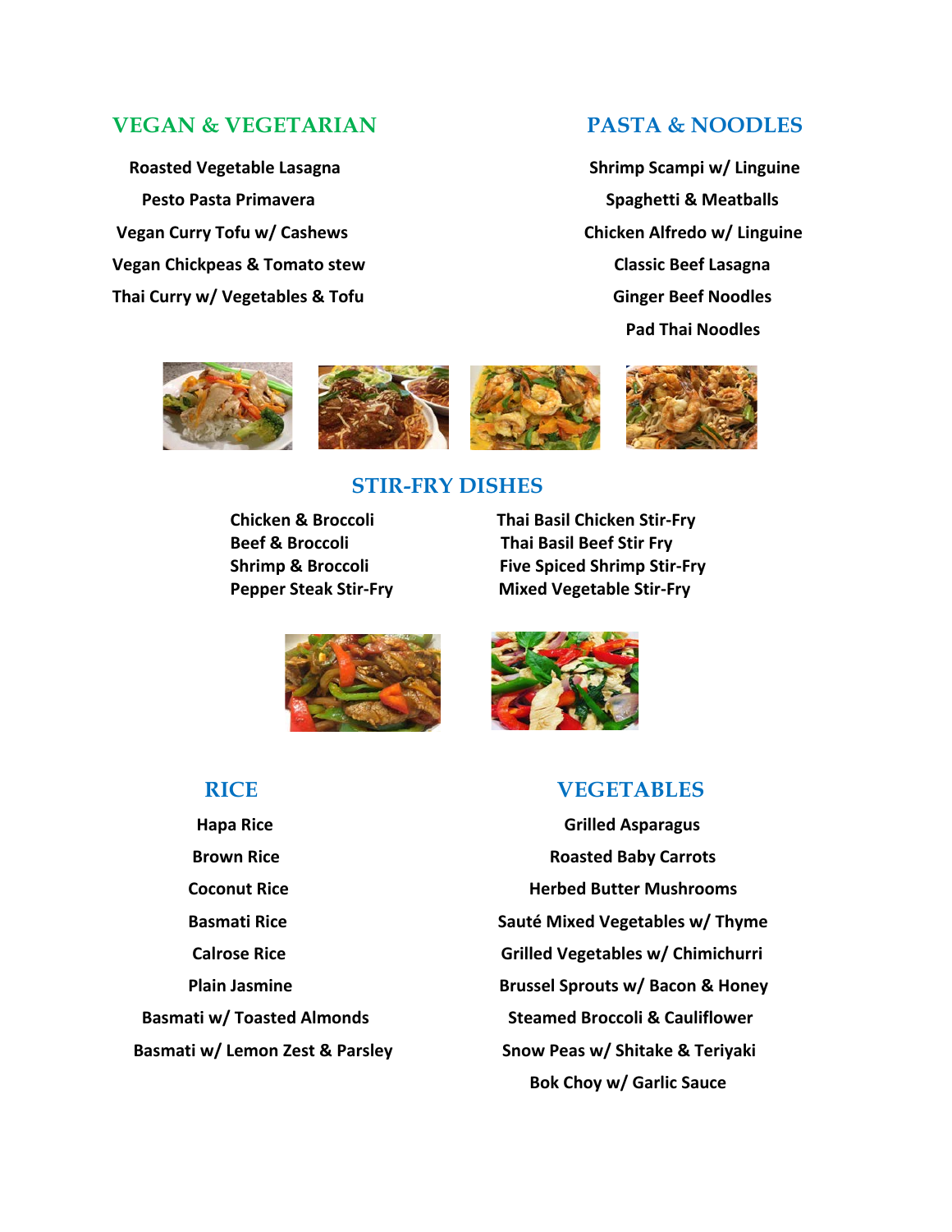## VEGAN & VEGETARIAN

Roasted Vegetable Lasagna

Pesto Pasta Primavera

Vegan Curry Tofu w/ Cashews

Vegan Chickpeas & Tomato stew

Thai Curry w/ Vegetables & Tofu

## PASTA & NOODLES

Shrimp Scampi w/ Linguine

Spaghetti & Meatballs

Chicken Alfredo w/ Linguine

Classic Beef Lasagna

Ginger Beef Noodles

Pad Thai Noodles

## STIR-FRY DISHES

Chicken & Broccoli

Beef & Broccoli

Shrimp & Broccoli

Pepper Steak Stir-Fry

Thai Basil Chicken Stir-Fry

Thai Basil Beef Stir Fry

Five Spiced Shrimp Stir-Fry

Mixed Vegetable Stir-Fry

## RICE

Hapa Rice

Brown Rice

Coconut Rice

Basmati Rice

Calrose Rice

Plain Jasmine

Basmati w/ Toasted Almonds

Basmati w/ Lemon Zest & Parsley

## VEGETABLES

Grilled Asparagus

Roasted Baby Carrots

Herbed Butter Mushrooms

Sauté Mixed Vegetables w/ Thyme

Grilled Vegetables w/ Chimichurri

Brussel Sprouts w/ Bacon & Honey

Steamed Broccoli & Cauliflower

Snow Peas w/ Shitake & Teriyaki

Bok Choy w/ Garlic Sauce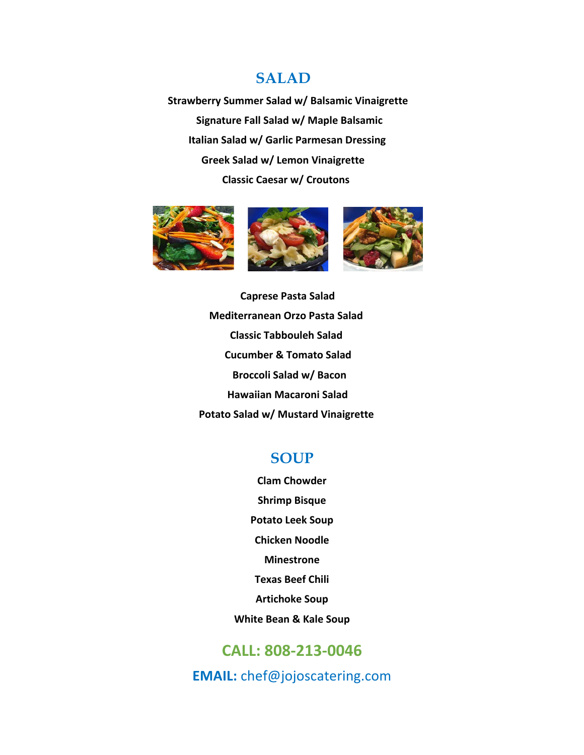## SALAD

**Strawberry Summer Salad w/ Balsamic Vinaigrette**

**Signature Fall Salad w/ Maple Balsamic**

**Italian Salad w/ Garlic Parmesan Dressing**

**Greek Salad w/ Lemon Vinaigrette**

**Classic Caesar w/ Croutons**

**Caprese Pasta Salad**

**Mediterranean Orzo Pasta Salad**

**Classic Tabbouleh Salad**

**Cucumber & Tomato Salad**

**Broccoli Salad w/ Bacon**

**Hawaiian Macaroni Salad**

**Potato Salad w/ Mustard Vinaigrette**

## SOUP

**Clam Chowder**

**Shrimp Bisque**

**Potato Leek Soup**

**Chicken Noodle**

**Minestrone**

**Texas Beef Chili**

**Artichoke Soup**

**White Bean & Kale Soup**

**CALL: 808-213-0046**

**EMAIL:** chef@jojoscatering.com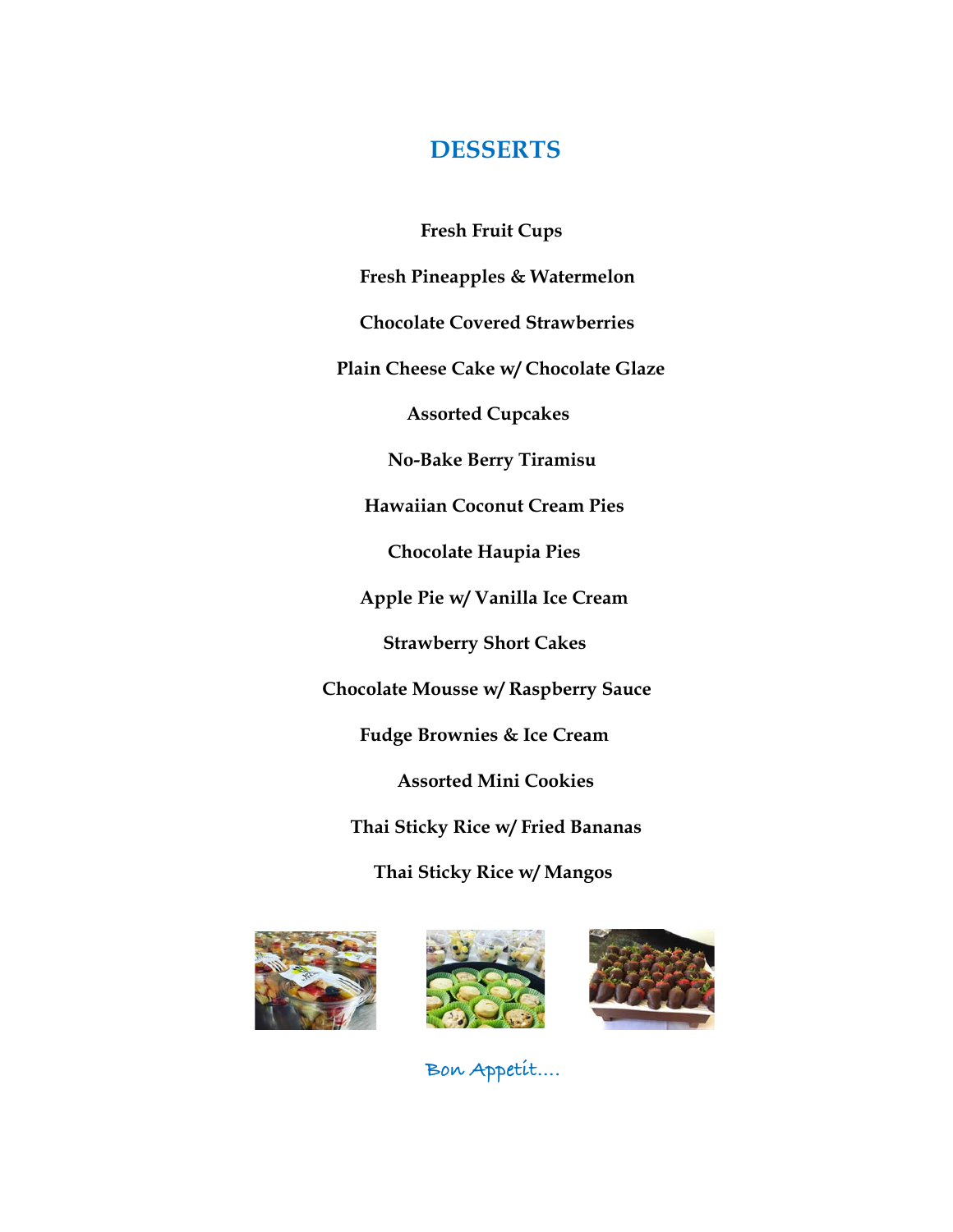# DESSERTS

**Fresh Fruit Cups**

**Fresh Pineapples & Watermelon**

**Chocolate Covered Strawberries**

**Plain Cheese Cake w/ Chocolate Glaze**

**Assorted Cupcakes**

**No-Bake Berry Tiramisu**

**Hawaiian Coconut Cream Pies**

**Chocolate Haupia Pies**

**Apple Pie w/ Vanilla Ice Cream**

**Strawberry Short Cakes**

**Chocolate Mousse w/ Raspberry Sauce**

**Fudge Brownies & Ice Cream**

**Assorted Mini Cookies**

**Thai Sticky Rice w/ Fried Bananas**

**Thai Sticky Rice w/ Mangos**

Bon Appetit….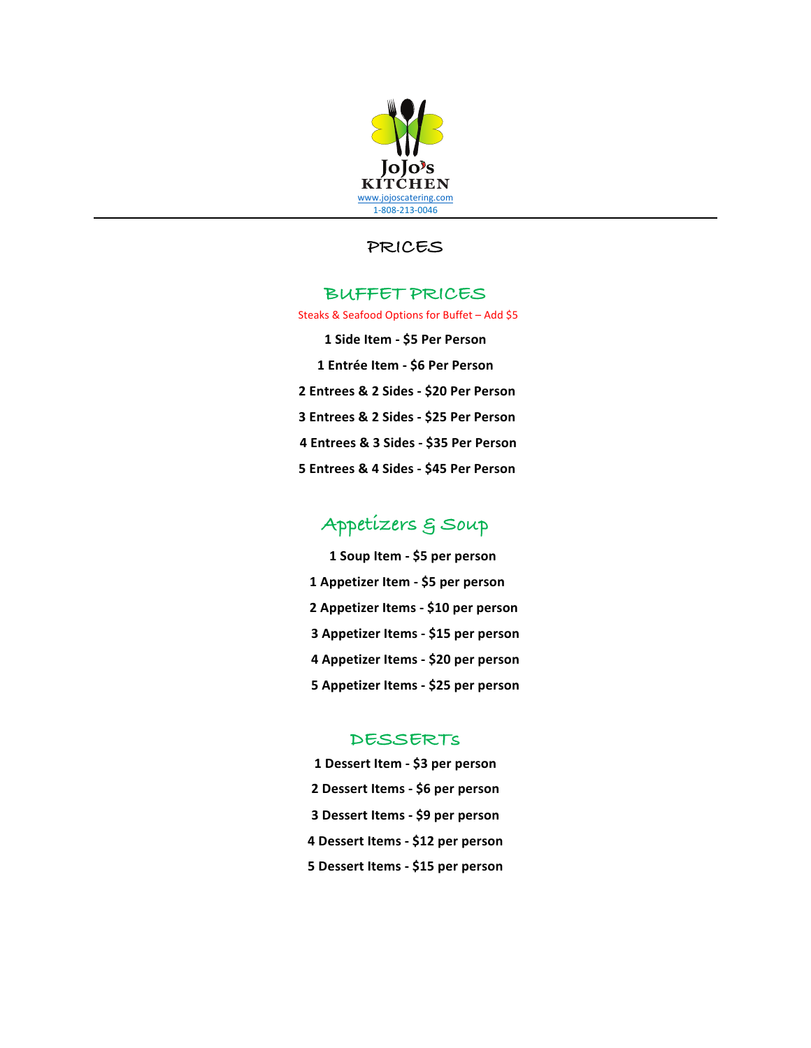JoJo's KITCHEN

www.jojoscatering.com

1-808-213-0046

# PRICES

## BUFFET PRICES

Steaks & Seafood Options for Buffet – Add $5

**1 Side Item - $5 Per Person**

**1 Entrée Item - $6 Per Person**

**2 Entrees & 2 Sides - $20 Per Person**

**3 Entrees & 2 Sides - $25 Per Person**

**4 Entrees & 3 Sides - $35 Per Person**

**5 Entrees & 4 Sides - $45 Per Person**

## Appetizers & Soup

**1 Soup Item - $5 per person**

**1 Appetizer Item - $5 per person**

**2 Appetizer Items - $10 per person**

**3 Appetizer Items - $15 per person**

**4 Appetizer Items - $20 per person**

**5 Appetizer Items - $25 per person**

## DESSERTs

**1 Dessert Item - $3 per person**

**2 Dessert Items - $6 per person**

**3 Dessert Items - $9 per person**

**4 Dessert Items - $12 per person**

**5 Dessert Items - $15 per person**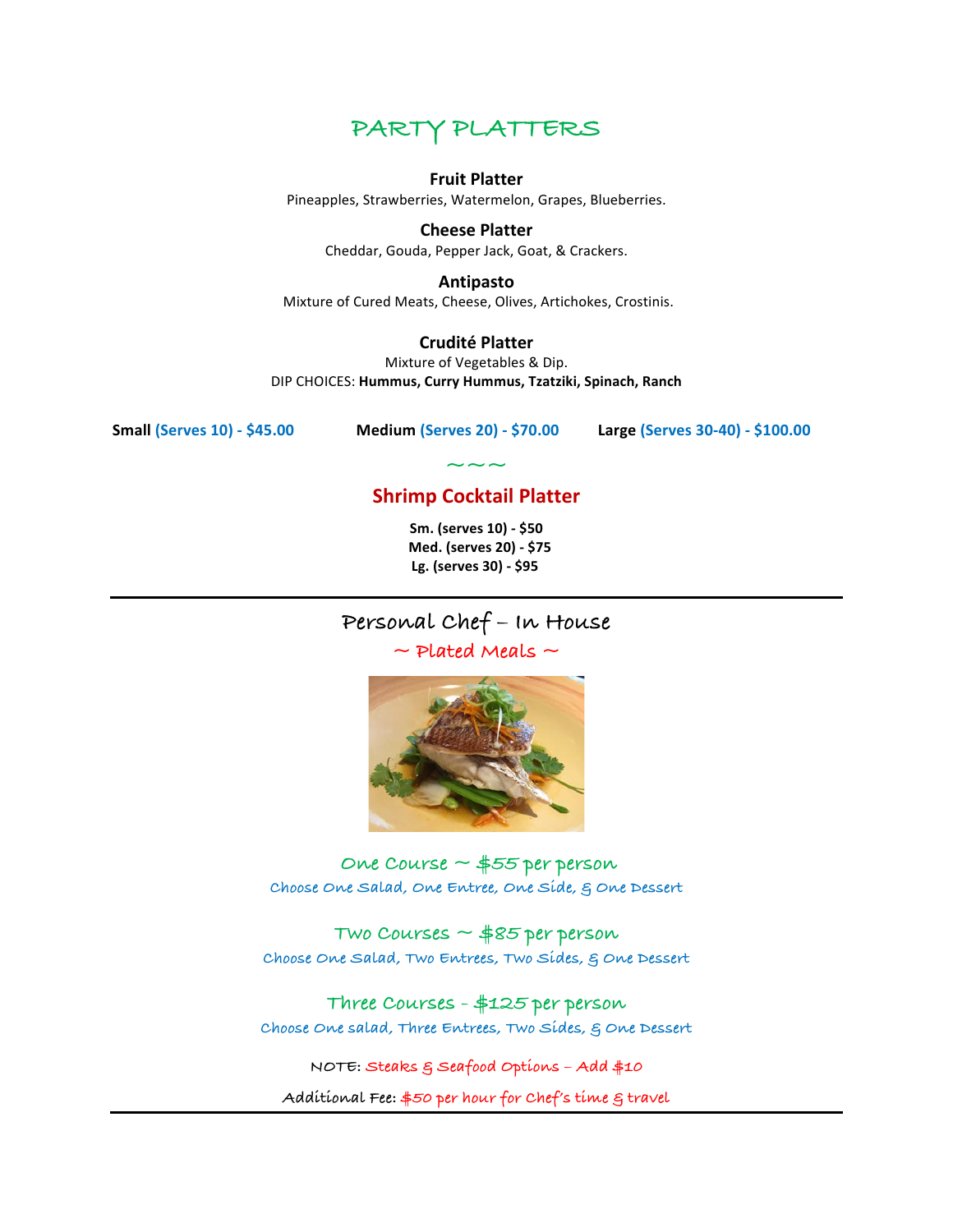# PARTY PLATTERS

**Fruit Platter**
Pineapples, Strawberries, Watermelon, Grapes, Blueberries.

**Cheese Platter**
Cheddar, Gouda, Pepper Jack, Goat, & Crackers.

**Antipasto**
Mixture of Cured Meats, Cheese, Olives, Artichokes, Crostinis.

**Crudité Platter**
Mixture of Vegetables & Dip.
DIP CHOICES: **Hummus, Curry Hummus, Tzatziki, Spinach, Ranch**

**Small (Serves 10) - $45.00** **Medium (Serves 20) - $70.00** **Large (Serves 30-40) - $100.00**

~~~

## Shrimp Cocktail Platter

**Sm. (serves 10) - $50**
**Med. (serves 20) - $75**
**Lg. (serves 30) - $95**

---

## Personal Chef – In House

### ~ Plated Meals ~

**One Course ~ $55 per person**
Choose One Salad, One Entree, One Side, & One Dessert

**Two Courses ~ $85 per person**
Choose One Salad, Two Entrees, Two Sides, & One Dessert

**Three Courses - $125 per person**
Choose One salad, Three Entrees, Two Sides, & One Dessert

NOTE: Steaks & Seafood Options – Add $10

Additional Fee: $50 per hour for Chef's time & travel

---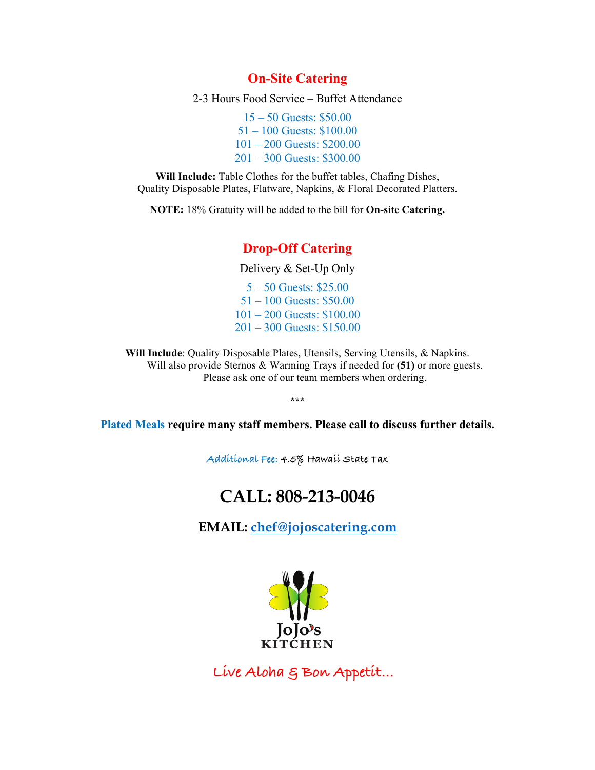## On-Site Catering

2-3 Hours Food Service – Buffet Attendance

15 – 50 Guests: $50.00
51 – 100 Guests: $100.00
101 – 200 Guests: $200.00
201 – 300 Guests: $300.00

**Will Include:** Table Clothes for the buffet tables, Chafing Dishes, Quality Disposable Plates, Flatware, Napkins, & Floral Decorated Platters.

**NOTE:** 18% Gratuity will be added to the bill for **On-site Catering.**

## Drop-Off Catering

Delivery & Set-Up Only

5 – 50 Guests: $25.00
51 – 100 Guests: $50.00
101 – 200 Guests: $100.00
201 – 300 Guests: $150.00

**Will Include**: Quality Disposable Plates, Utensils, Serving Utensils, & Napkins. Will also provide Sternos & Warming Trays if needed for **(51)** or more guests. Please ask one of our team members when ordering.

***

**Plated Meals require many staff members. Please call to discuss further details.**

Additional Fee: 4.5% Hawaii State Tax

# CALL: 808-213-0046

**EMAIL: chef@jojoscatering.com**

JoJo's KITCHEN

Live Aloha & Bon Appetit...